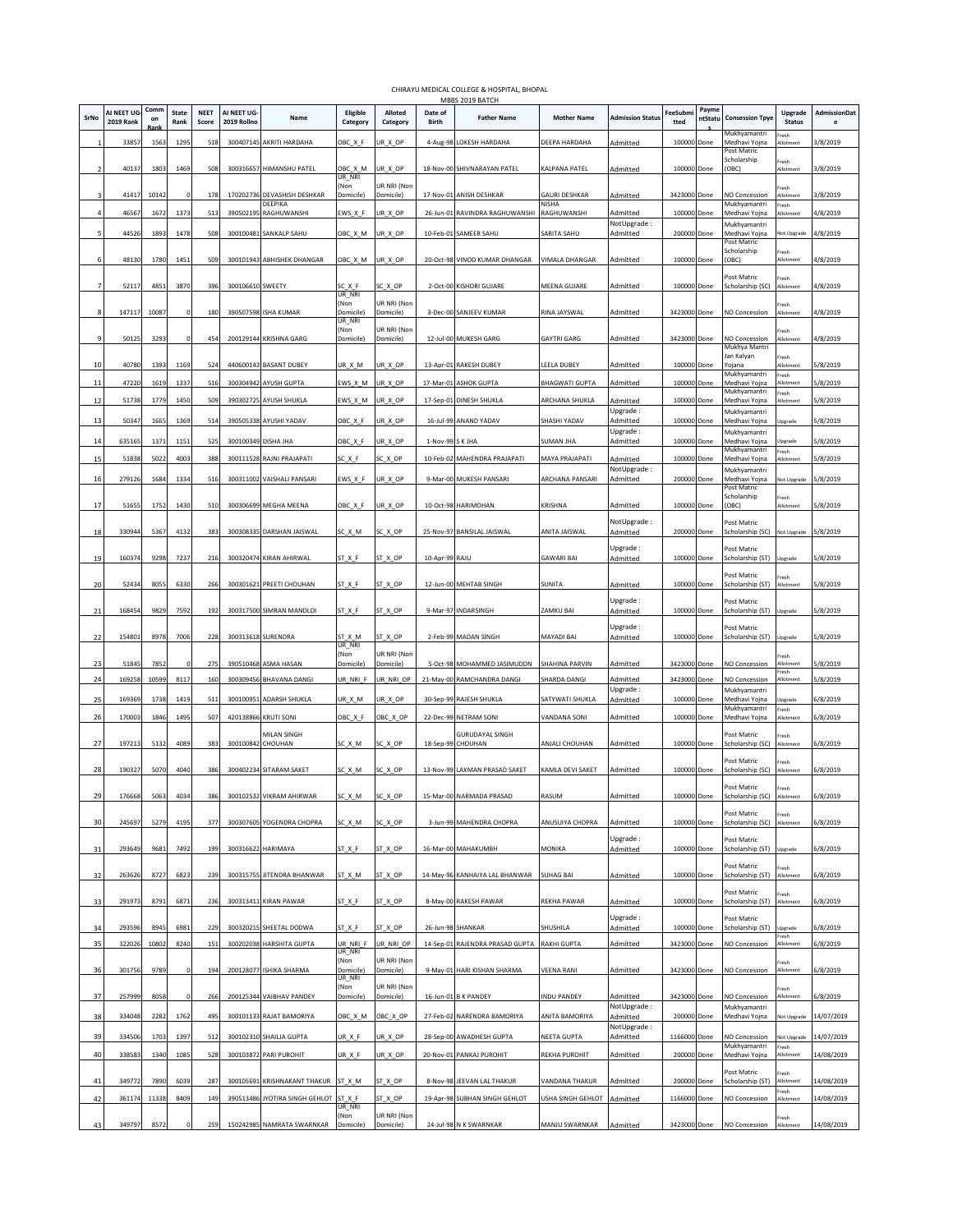# CHIRAYU MEDICAL COLLEGE & HOSPITAL, BHOPAL

## MBBS 2019 BATCH

| SrNo | AI NEET UG 2019 Rank | Common Rank | State Rank | NEET Score | AI NEET UG-2019 Rollno | Name | Eligible Category | Alloted Category | Date of Birth | Father Name | Mother Name | Admission Status | FeeSubmitted | PaymentStatus | Concession Tpye | Upgrade Status | AdmissionDate |
|---|---|---|---|---|---|---|---|---|---|---|---|---|---|---|---|---|---|
| 1 | 33857 | 1563 | 1295 | 518 | 300407145 | AKRITI HARDAHA | OBC_X_F | UR_X_OP | 4-Aug-98 | LOKESH HARDAHA | DEEPA HARDAHA | Admitted | 100000 | Done | Mukhyamantri Medhavi Yojna | Fresh Allotment | 3/8/2019 |
| 2 | 40137 | 1803 | 1469 | 508 | 300316657 | HIMANSHU PATEL | OBC_X_M | UR_X_OP | 18-Nov-00 | SHIVNARAYAN PATEL | KALPANA PATEL | Admitted | 100000 | Done | Post Matric Scholarship (OBC) | Fresh Allotment | 3/8/2019 |
| 3 | 41417 | 10142 | 0 | 178 | 170202736 | DEVASHISH DESHKAR | UR_NRI (Non Domicile) | UR NRI (Non Domicile) | 17-Nov-01 | ANISH DESHKAR | GAURI DESHKAR | Admitted | 3423000 | Done | NO Concession | Fresh Allotment | 3/8/2019 |
| 4 | 46567 | 1672 | 1373 | 513 | 390502195 | DEEPIKA RAGHUWANSHI | EWS_X_F | UR_X_OP | 26-Jun-01 | RAVINDRA RAGHUWANSHI | NISHA RAGHUWANSHI | Admitted | 100000 | Done | Mukhyamantri Medhavi Yojna | Fresh Allotment | 4/8/2019 |
| 5 | 44526 | 1893 | 1478 | 508 | 300100481 | SANKALP SAHU | OBC_X_M | UR_X_OP | 10-Feb-01 | SAMEER SAHU | SARITA SAHU | NotUpgrade : Admitted | 200000 | Done | Mukhyamantri Medhavi Yojna | Not Upgrade | 4/8/2019 |
| 6 | 48130 | 1780 | 1451 | 509 | 300101943 | ABHISHEK DHANGAR | OBC_X_M | UR_X_OP | 20-Oct-98 | VINOD KUMAR DHANGAR | VIMALA DHANGAR | Admitted | 100000 | Done | Post Matric Scholarship (OBC) | Fresh Allotment | 4/8/2019 |
| 7 | 52117 | 4851 | 3870 | 396 | 300106610 | SWEETY | SC_X_F | SC_X_OP | 2-Oct-00 | KISHORI GUJARE | MEENA GUJARE | Admitted | 100000 | Done | Post Matric Scholarship (SC) | Fresh Allotment | 4/8/2019 |
| 8 | 147117 | 10087 | 0 | 180 | 390507598 | ISHA KUMAR | UR_NRI (Non Domicile) | UR NRI (Non Domicile) | 3-Dec-00 | SANJEEV KUMAR | RINA JAYSWAL | Admitted | 3423000 | Done | NO Concession | Fresh Allotment | 4/8/2019 |
| 9 | 50125 | 3293 | 0 | 454 | 200129144 | KRISHNA GARG | UR_NRI (Non Domicile) | UR NRI (Non Domicile) | 12-Jul-00 | MUKESH GARG | GAYTRI GARG | Admitted | 3423000 | Done | NO Concession | Fresh Allotment | 4/8/2019 |
| 10 | 40780 | 1393 | 1169 | 524 | 440600143 | BASANT DUBEY | UR_X_M | UR_X_OP | 13-Apr-01 | RAKESH DUBEY | LEELA DUBEY | Admitted | 100000 | Done | Mukhya Mantri Jan Kalyan Yojana | Fresh Allotment | 5/8/2019 |
| 11 | 47220 | 1619 | 1337 | 516 | 300304942 | AYUSH GUPTA | EWS_X_M | UR_X_OP | 17-Mar-01 | ASHOK GUPTA | BHAGWATI GUPTA | Admitted | 100000 | Done | Mukhyamantri Medhavi Yojna | Fresh Allotment | 5/8/2019 |
| 12 | 51738 | 1779 | 1450 | 509 | 390302725 | AYUSH SHUKLA | EWS_X_M | UR_X_OP | 17-Sep-01 | DINESH SHUKLA | ARCHANA SHUKLA | Admitted | 100000 | Done | Mukhyamantri Medhavi Yojna | Fresh Allotment | 5/8/2019 |
| 13 | 50347 | 1665 | 1369 | 514 | 390505338 | AYUSHI YADAV | OBC_X_F | UR_X_OP | 16-Jul-99 | ANAND YADAV | SHASHI YADAV | Upgrade : Admitted | 100000 | Done | Mukhyamantri Medhavi Yojna | Upgrade | 5/8/2019 |
| 14 | 635165 | 1371 | 1151 | 525 | 300100349 | DISHA JHA | OBC_X_F | UR_X_OP | 1-Nov-99 | S K JHA | SUMAN JHA | Upgrade : Admitted | 100000 | Done | Mukhyamantri Medhavi Yojna | Upgrade | 5/8/2019 |
| 15 | 51838 | 5022 | 4003 | 388 | 300111528 | RAJNI PRAJAPATI | SC_X_F | SC_X_OP | 10-Feb-02 | MAHENDRA PRAJAPATI | MAYA PRAJAPATI | Admitted | 100000 | Done | Mukhyamantri Medhavi Yojna | Fresh Allotment | 5/8/2019 |
| 16 | 279126 | 1684 | 1334 | 516 | 300311002 | VAISHALI PANSARI | EWS_X_F | UR_X_OP | 9-Mar-00 | MUKESH PANSARI | ARCHANA PANSARI | NotUpgrade : Admitted | 200000 | Done | Mukhyamantri Medhavi Yojna | Not Upgrade | 5/8/2019 |
| 17 | 51655 | 1752 | 1430 | 510 | 300306699 | MEGHA MEENA | OBC_X_F | UR_X_OP | 10-Oct-98 | HARIMOHAN | KRISHNA | Admitted | 100000 | Done | Post Matric Scholarship (OBC) | Fresh Allotment | 5/8/2019 |
| 18 | 330944 | 5367 | 4132 | 383 | 300308335 | DARSHAN JAISWAL | SC_X_M | SC_X_OP | 25-Nov-97 | BANSILAL JAISWAL | ANITA JAISWAL | NotUpgrade : Admitted | 200000 | Done | Post Matric Scholarship (SC) | Not Upgrade | 5/8/2019 |
| 19 | 160374 | 9298 | 7237 | 216 | 300320474 | KIRAN AHIRWAL | ST_X_F | ST_X_OP | 10-Apr-99 | RAJU | GAWARI BAI | Upgrade : Admitted | 100000 | Done | Post Matric Scholarship (ST) | Upgrade | 5/8/2019 |
| 20 | 52434 | 8055 | 6330 | 266 | 300301621 | PREETI CHOUHAN | ST_X_F | ST_X_OP | 12-Jun-00 | MEHTAB SINGH | SUNITA | Admitted | 100000 | Done | Post Matric Scholarship (ST) | Fresh Allotment | 5/8/2019 |
| 21 | 168454 | 9829 | 7592 | 192 | 300317500 | SIMRAN MANDLOI | ST_X_F | ST_X_OP | 9-Mar-97 | INDARSINGH | ZAMKU BAI | Upgrade : Admitted | 100000 | Done | Post Matric Scholarship (ST) | Upgrade | 5/8/2019 |
| 22 | 154801 | 8978 | 7006 | 228 | 300313618 | SURENDRA | ST_X_M | ST_X_OP | 2-Feb-99 | MADAN SINGH | MAYADI BAI | Upgrade : Admitted | 100000 | Done | Post Matric Scholarship (ST) | Upgrade | 5/8/2019 |
| 23 | 51845 | 7852 | 0 | 275 | 390510468 | ASMA HASAN | UR_NRI (Non Domicile) | UR NRI (Non Domicile) | 5-Oct-98 | MOHAMMED JASIMUDDN | SHAHINA PARVIN | Admitted | 3423000 | Done | NO Concession | Fresh Allotment | 5/8/2019 |
| 24 | 169258 | 10599 | 8117 | 160 | 300309456 | BHAVANA DANGI | UR_NRI_F | UR_NRI_OP | 21-May-00 | RAMCHANDRA DANGI | SHARDA DANGI | Admitted | 3423000 | Done | NO Concession | Fresh Allotment | 5/8/2019 |
| 25 | 169369 | 1738 | 1419 | 511 | 300100951 | ADARSH SHUKLA | UR_X_M | UR_X_OP | 30-Sep-99 | RAJESH SHUKLA | SATYWATI SHUKLA | Upgrade : Admitted | 100000 | Done | Mukhyamantri Medhavi Yojna | Upgrade | 6/8/2019 |
| 26 | 170003 | 1846 | 1495 | 507 | 420138866 | KRUTI SONI | OBC_X_F | OBC_X_OP | 22-Dec-99 | NETRAM SONI | VANDANA SONI | Admitted | 100000 | Done | Mukhyamantri Medhavi Yojna | Fresh Allotment | 6/8/2019 |
| 27 | 197213 | 5132 | 4089 | 383 | 300100842 | MILAN SINGH CHOUHAN | SC_X_M | SC_X_OP | 18-Sep-99 | GURUDAYAL SINGH CHOUHAN | ANJALI CHOUHAN | Admitted | 100000 | Done | Post Matric Scholarship (SC) | Fresh Allotment | 6/8/2019 |
| 28 | 190327 | 5070 | 4040 | 386 | 300402234 | SITARAM SAKET | SC_X_M | SC_X_OP | 13-Nov-99 | LAXMAN PRASAD SAKET | KAMLA DEVI SAKET | Admitted | 100000 | Done | Post Matric Scholarship (SC) | Fresh Allotment | 6/8/2019 |
| 29 | 176668 | 5063 | 4034 | 386 | 300102532 | VIKRAM AHIRWAR | SC_X_M | SC_X_OP | 15-Mar-00 | NARMADA PRASAD | RASUM | Admitted | 100000 | Done | Post Matric Scholarship (SC) | Fresh Allotment | 6/8/2019 |
| 30 | 245697 | 5279 | 4195 | 377 | 300307605 | YOGENDRA CHOPRA | SC_X_M | SC_X_OP | 3-Jun-99 | MAHENDRA CHOPRA | ANUSUIYA CHOPRA | Admitted | 100000 | Done | Post Matric Scholarship (SC) | Fresh Allotment | 6/8/2019 |
| 31 | 293649 | 9681 | 7492 | 199 | 300316622 | HARIMAYA | ST_X_F | ST_X_OP | 16-Mar-00 | MAHAKUMBH | MONIKA | Upgrade : Admitted | 100000 | Done | Post Matric Scholarship (ST) | Upgrade | 6/8/2019 |
| 32 | 263626 | 8727 | 6823 | 239 | 300315755 | JITENDRA BHANWAR | ST_X_M | ST_X_OP | 14-May-96 | KANHAIYA LAL BHANWAR | SUHAG BAI | Admitted | 100000 | Done | Post Matric Scholarship (ST) | Fresh Allotment | 6/8/2019 |
| 33 | 291973 | 8791 | 6871 | 236 | 300313411 | KIRAN PAWAR | ST_X_F | ST_X_OP | 8-May-00 | RAKESH PAWAR | REKHA PAWAR | Admitted | 100000 | Done | Post Matric Scholarship (ST) | Fresh Allotment | 6/8/2019 |
| 34 | 293596 | 8945 | 6981 | 229 | 300320215 | SHEETAL DODWA | ST_X_F | ST_X_OP | 26-Jun-98 | SHANKAR | SHUSHILA | Upgrade : Admitted | 100000 | Done | Post Matric Scholarship (ST) | Upgrade | 6/8/2019 |
| 35 | 322026 | 10802 | 8240 | 151 | 300202038 | HARSHITA GUPTA | UR_NRI_F | UR_NRI_OP | 14-Sep-01 | RAJENDRA PRASAD GUPTA | RAKHI GUPTA | Admitted | 3423000 | Done | NO Concession | Fresh Allotment | 6/8/2019 |
| 36 | 301756 | 9789 | 0 | 194 | 200128077 | ISHIKA SHARMA | UR_NRI (Non Domicile) | UR NRI (Non Domicile) | 9-May-01 | HARI KISHAN SHARMA | VEENA RANI | Admitted | 3423000 | Done | NO Concession | Fresh Allotment | 6/8/2019 |
| 37 | 257999 | 8058 | 0 | 266 | 200125344 | VAIBHAV PANDEY | UR_NRI (Non Domicile) | UR NRI (Non Domicile) | 16-Jun-01 | B K PANDEY | INDU PANDEY | Admitted | 3423000 | Done | NO Concession | Fresh Allotment | 6/8/2019 |
| 38 | 334048 | 2282 | 1762 | 495 | 300101133 | RAJAT BAMORIYA | OBC_X_M | OBC_X_OP | 27-Feb-02 | NARENDRA BAMORIYA | ANITA BAMORIYA | NotUpgrade : Admitted | 200000 | Done | Mukhyamantri Medhavi Yojna | Not Upgrade | 14/07/2019 |
| 39 | 334506 | 1703 | 1397 | 512 | 300102310 | SHAILJA GUPTA | UR_X_F | UR_X_OP | 28-Sep-00 | AWADHESH GUPTA | NEETA GUPTA | NotUpgrade : Admitted | 1166000 | Done | NO Concession | Not Upgrade | 14/07/2019 |
| 40 | 338583 | 1340 | 1085 | 528 | 300103872 | PARI PUROHIT | UR_X_F | UR_X_OP | 20-Nov-01 | PANKAJ PUROHIT | REKHA PUROHIT | Admitted | 200000 | Done | Mukhyamantri Medhavi Yojna | Fresh Allotment | 14/08/2019 |
| 41 | 349772 | 7890 | 6039 | 287 | 300105691 | KRISHNAKANT THAKUR | ST_X_M | ST_X_OP | 8-Nov-98 | JEEVAN LAL THAKUR | VANDANA THAKUR | Admitted | 200000 | Done | Post Matric Scholarship (ST) | Fresh Allotment | 14/08/2019 |
| 42 | 361174 | 11338 | 8409 | 149 | 390513486 | JYOTIRA SINGH GEHLOT | ST_X_F | ST_X_OP | 19-Apr-98 | SUBHAN SINGH GEHLOT | USHA SINGH GEHLOT | Admitted | 1166000 | Done | NO Concession | Fresh Allotment | 14/08/2019 |
| 43 | 349797 | 8572 | 0 | 259 | 150242985 | NAMRATA SWARNKAR | UR_NRI (Non Domicile) | UR NRI (Non Domicile) | 24-Jul-98 | N K SWARNKAR | MANJU SWARNKAR | Admitted | 3423000 | Done | NO Concession | Fresh Allotment | 14/08/2019 |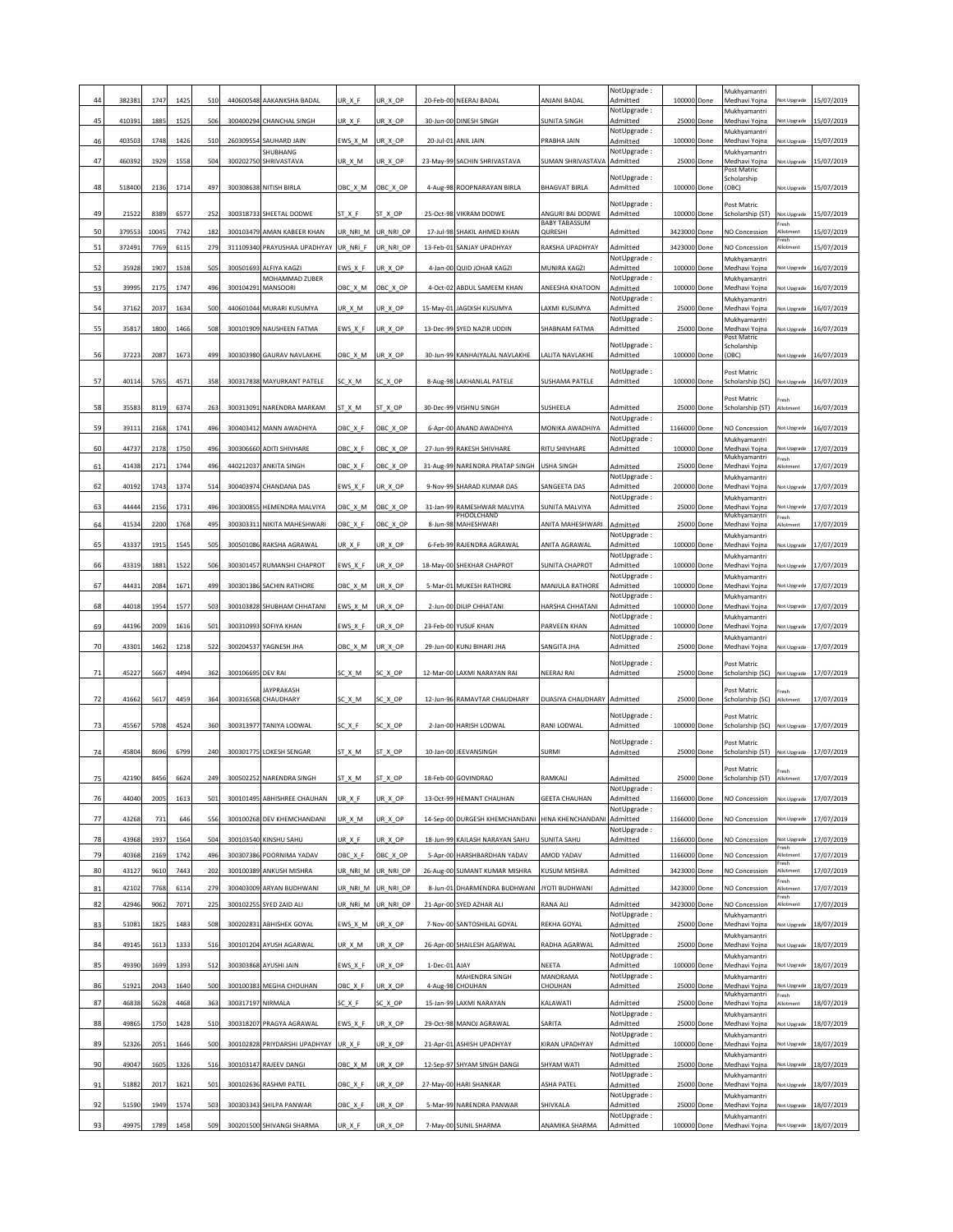| 44 | 382381 | 1747 | 1425 | 510 | 440600548 | AAKANKSHA BADAL | UR_X_F | UR_X_OP | 20-Feb-00 | NEERAJ BADAL | ANJANI BADAL | NotUpgrade : Admitted | 100000 | Done | Mukhyamantri Medhavi Yojna | Not Upgrade | 15/07/2019 |
|---|---|---|---|---|---|---|---|---|---|---|---|---|---|---|---|---|---|
| 45 | 410391 | 1885 | 1525 | 506 | 300400294 | CHANCHAL SINGH | UR_X_F | UR_X_OP | 30-Jun-00 | DINESH SINGH | SUNITA SINGH | NotUpgrade : Admitted | 25000 | Done | Mukhyamantri Medhavi Yojna | Not Upgrade | 15/07/2019 |
| 46 | 403503 | 1748 | 1426 | 510 | 260309554 | SAUHARD JAIN | EWS_X_M | UR_X_OP | 20-Jul-01 | ANIL JAIN | PRABHA JAIN | NotUpgrade : Admitted | 100000 | Done | Mukhyamantri Medhavi Yojna | Not Upgrade | 15/07/2019 |
| 47 | 460392 | 1929 | 1558 | 504 | 300202750 | SHUBHANG SHRIVASTAVA | UR_X_M | UR_X_OP | 23-May-99 | SACHIN SHRIVASTAVA | SUMAN SHRIVASTAVA | NotUpgrade : Admitted | 25000 | Done | Mukhyamantri Medhavi Yojna | Not Upgrade | 15/07/2019 |
| 48 | 518400 | 2136 | 1714 | 497 | 300308638 | NITISH BIRLA | OBC_X_M | OBC_X_OP | 4-Aug-98 | ROOPNARAYAN BIRLA | BHAGVAT BIRLA | NotUpgrade : Admitted | 100000 | Done | Post Matric Scholarship (OBC) | Not Upgrade | 15/07/2019 |
| 49 | 21522 | 8389 | 6577 | 252 | 300318733 | SHEETAL DODWE | ST_X_F | ST_X_OP | 25-Oct-98 | VIKRAM DODWE | ANGURI BAI DODWE | NotUpgrade : Admitted | 100000 | Done | Post Matric Scholarship (ST) | Not Upgrade | 15/07/2019 |
| 50 | 379553 | 10045 | 7742 | 182 | 300103479 | AMAN KABEER KHAN | UR_NRI_M | UR_NRI_OP | 17-Jul-98 | SHAKIL AHMED KHAN | BABY TABASSUM QURESHI | Admitted | 3423000 | Done | NO Concession | Fresh Allotment | 15/07/2019 |
| 51 | 372491 | 7769 | 6115 | 279 | 311109340 | PRAYUSHAA UPADHYAY | UR_NRI_F | UR_NRI_OP | 13-Feb-01 | SANJAY UPADHYAY | RAKSHA UPADHYAY | Admitted | 3423000 | Done | NO Concession | Fresh Allotment | 15/07/2019 |
| 52 | 35928 | 1907 | 1538 | 505 | 300501693 | ALFIYA KAGZI | EWS_X_F | UR_X_OP | 4-Jan-00 | QUID JOHAR KAGZI | MUNIRA KAGZI | NotUpgrade : Admitted | 100000 | Done | Mukhyamantri Medhavi Yojna | Not Upgrade | 16/07/2019 |
| 53 | 39995 | 2175 | 1747 | 496 | 300104291 | MOHAMMAD ZUBER MANSOORI | OBC_X_M | OBC_X_OP | 4-Oct-02 | ABDUL SAMEEM KHAN | ANEESHA KHATOON | NotUpgrade : Admitted | 100000 | Done | Mukhyamantri Medhavi Yojna | Not Upgrade | 16/07/2019 |
| 54 | 37162 | 2037 | 1634 | 500 | 440601044 | MURARI KUSUMYA | UR_X_M | UR_X_OP | 15-May-01 | JAGDISH KUSUMYA | LAXMI KUSUMYA | NotUpgrade : Admitted | 25000 | Done | Mukhyamantri Medhavi Yojna | Not Upgrade | 16/07/2019 |
| 55 | 35817 | 1800 | 1466 | 508 | 300101909 | NAUSHEEN FATMA | EWS_X_F | UR_X_OP | 13-Dec-99 | SYED NAZIR UDDIN | SHABNAM FATMA | NotUpgrade : Admitted | 25000 | Done | Mukhyamantri Medhavi Yojna | Not Upgrade | 16/07/2019 |
| 56 | 37223 | 2087 | 1673 | 499 | 300303980 | GAURAV NAVLAKHE | OBC_X_M | UR_X_OP | 30-Jun-99 | KANHAIYALAL NAVLAKHE | LALITA NAVLAKHE | NotUpgrade : Admitted | 100000 | Done | Post Matric Scholarship (OBC) | Not Upgrade | 16/07/2019 |
| 57 | 40114 | 5765 | 4571 | 358 | 300317838 | MAYURKANT PATELE | SC_X_M | SC_X_OP | 8-Aug-98 | LAKHANLAL PATELE | SUSHAMA PATELE | NotUpgrade : Admitted | 100000 | Done | Post Matric Scholarship (SC) | Not Upgrade | 16/07/2019 |
| 58 | 35583 | 8119 | 6374 | 263 | 300313091 | NARENDRA MARKAM | ST_X_M | ST_X_OP | 30-Dec-99 | VISHNU SINGH | SUSHEELA | Admitted | 25000 | Done | Post Matric Scholarship (ST) | Fresh Allotment | 16/07/2019 |
| 59 | 39111 | 2168 | 1741 | 496 | 300403412 | MANN AWADHIYA | OBC_X_F | OBC_X_OP | 6-Apr-00 | ANAND AWADHIYA | MONIKA AWADHIYA | NotUpgrade : Admitted | 1166000 | Done | NO Concession | Not Upgrade | 16/07/2019 |
| 60 | 44737 | 2178 | 1750 | 496 | 300306660 | ADITI SHIVHARE | OBC_X_F | OBC_X_OP | 27-Jun-99 | RAKESH SHIVHARE | RITU SHIVHARE | NotUpgrade : Admitted | 100000 | Done | Mukhyamantri Medhavi Yojna | Not Upgrade | 17/07/2019 |
| 61 | 41438 | 2171 | 1744 | 496 | 440212037 | ANKITA SINGH | OBC_X_F | OBC_X_OP | 31-Aug-99 | NARENDRA PRATAP SINGH | USHA SINGH | Admitted | 25000 | Done | Mukhyamantri Medhavi Yojna | Fresh Allotment | 17/07/2019 |
| 62 | 40192 | 1743 | 1374 | 514 | 300403974 | CHANDANA DAS | EWS_X_F | UR_X_OP | 9-Nov-99 | SHARAD KUMAR DAS | SANGEETA DAS | NotUpgrade : Admitted | 200000 | Done | Mukhyamantri Medhavi Yojna | Not Upgrade | 17/07/2019 |
| 63 | 44444 | 2156 | 1731 | 496 | 300300855 | HEMENDRA MALVIYA | OBC_X_M | OBC_X_OP | 31-Jan-99 | RAMESHWAR MALVIYA | SUNITA MALVIYA | NotUpgrade : Admitted | 25000 | Done | Mukhyamantri Medhavi Yojna | Not Upgrade | 17/07/2019 |
| 64 | 41534 | 2200 | 1768 | 495 | 300303311 | NIKITA MAHESHWARI | OBC_X_F | OBC_X_OP | 8-Jun-98 | PHOOLCHAND MAHESHWARI | ANITA MAHESHWARI | Admitted | 25000 | Done | Mukhyamantri Medhavi Yojna | Fresh Allotment | 17/07/2019 |
| 65 | 43337 | 1915 | 1545 | 505 | 300501086 | RAKSHA AGRAWAL | UR_X_F | UR_X_OP | 6-Feb-99 | RAJENDRA AGRAWAL | ANITA AGRAWAL | NotUpgrade : Admitted | 100000 | Done | Mukhyamantri Medhavi Yojna | Not Upgrade | 17/07/2019 |
| 66 | 43319 | 1881 | 1522 | 506 | 300301457 | RUMANSHI CHAPROT | EWS_X_F | UR_X_OP | 18-May-00 | SHEKHAR CHAPROT | SUNITA CHAPROT | NotUpgrade : Admitted | 100000 | Done | Mukhyamantri Medhavi Yojna | Not Upgrade | 17/07/2019 |
| 67 | 44431 | 2084 | 1671 | 499 | 300301386 | SACHIN RATHORE | OBC_X_M | UR_X_OP | 5-Mar-01 | MUKESH RATHORE | MANJULA RATHORE | NotUpgrade : Admitted | 100000 | Done | Mukhyamantri Medhavi Yojna | Not Upgrade | 17/07/2019 |
| 68 | 44018 | 1954 | 1577 | 503 | 300103828 | SHUBHAM CHHATANI | EWS_X_M | UR_X_OP | 2-Jun-00 | DILIP CHHATANI | HARSHA CHHATANI | NotUpgrade : Admitted | 100000 | Done | Mukhyamantri Medhavi Yojna | Not Upgrade | 17/07/2019 |
| 69 | 44196 | 2009 | 1616 | 501 | 300310993 | SOFIYA KHAN | EWS_X_F | UR_X_OP | 23-Feb-00 | YUSUF KHAN | PARVEEN KHAN | NotUpgrade : Admitted | 100000 | Done | Mukhyamantri Medhavi Yojna | Not Upgrade | 17/07/2019 |
| 70 | 43301 | 1462 | 1218 | 522 | 300204537 | YAGNESH JHA | OBC_X_M | UR_X_OP | 29-Jun-00 | KUNJ BIHARI JHA | SANGITA JHA | NotUpgrade : Admitted | 25000 | Done | Mukhyamantri Medhavi Yojna | Not Upgrade | 17/07/2019 |
| 71 | 45227 | 5667 | 4494 | 362 | 300106695 | DEV RAI | SC_X_M | SC_X_OP | 12-Mar-00 | LAXMI NARAYAN RAI | NEERAJ RAI | NotUpgrade : Admitted | 25000 | Done | Post Matric Scholarship (SC) | Not Upgrade | 17/07/2019 |
| 72 | 41662 | 5617 | 4459 | 364 | 300316568 | JAYPRAKASH CHAUDHARY | SC_X_M | SC_X_OP | 12-Jun-96 | RAMAVTAR CHAUDHARY | DUASIYA CHAUDHARY | Admitted | 25000 | Done | Post Matric Scholarship (SC) | Fresh Allotment | 17/07/2019 |
| 73 | 45567 | 5708 | 4524 | 360 | 300313977 | TANIYA LODWAL | SC_X_F | SC_X_OP | 2-Jan-00 | HARISH LODWAL | RANI LODWAL | NotUpgrade : Admitted | 100000 | Done | Post Matric Scholarship (SC) | Not Upgrade | 17/07/2019 |
| 74 | 45804 | 8696 | 6799 | 240 | 300301775 | LOKESH SENGAR | ST_X_M | ST_X_OP | 10-Jan-00 | JEEVANSINGH | SURMI | NotUpgrade : Admitted | 25000 | Done | Post Matric Scholarship (ST) | Not Upgrade | 17/07/2019 |
| 75 | 42190 | 8456 | 6624 | 249 | 300502252 | NARENDRA SINGH | ST_X_M | ST_X_OP | 18-Feb-00 | GOVINDRAO | RAMKALI | Admitted | 25000 | Done | Post Matric Scholarship (ST) | Fresh Allotment | 17/07/2019 |
| 76 | 44040 | 2005 | 1613 | 501 | 300101495 | ABHISHREE CHAUHAN | UR_X_F | UR_X_OP | 13-Oct-99 | HEMANT CHAUHAN | GEETA CHAUHAN | NotUpgrade : Admitted | 1166000 | Done | NO Concession | Not Upgrade | 17/07/2019 |
| 77 | 43268 | 731 | 646 | 556 | 300100268 | DEV KHEMCHANDANI | UR_X_M | UR_X_OP | 14-Sep-00 | DURGESH KHEMCHANDANI | HINA KHENCHANDANI | NotUpgrade : Admitted | 1166000 | Done | NO Concession | Not Upgrade | 17/07/2019 |
| 78 | 43968 | 1937 | 1564 | 504 | 300103540 | KINSHU SAHU | UR_X_F | UR_X_OP | 18-Jun-99 | KAILASH NARAYAN SAHU | SUNITA SAHU | NotUpgrade : Admitted | 1166000 | Done | NO Concession | Not Upgrade | 17/07/2019 |
| 79 | 40368 | 2169 | 1742 | 496 | 300307386 | POORNIMA YADAV | OBC_X_F | OBC_X_OP | 5-Apr-00 | HARSHBARDHAN YADAV | AMOD YADAV | Admitted | 1166000 | Done | NO Concession | Fresh Allotment | 17/07/2019 |
| 80 | 43127 | 9610 | 7443 | 202 | 300100389 | ANKUSH MISHRA | UR_NRI_M | UR_NRI_OP | 26-Aug-00 | SUMANT KUMAR MISHRA | KUSUM MISHRA | Admitted | 3423000 | Done | NO Concession | Fresh Allotment | 17/07/2019 |
| 81 | 42102 | 7768 | 6114 | 279 | 300403009 | ARYAN BUDHWANI | UR_NRI_M | UR_NRI_OP | 8-Jun-01 | DHARMENDRA BUDHWANI | JYOTI BUDHWANI | Admitted | 3423000 | Done | NO Concession | Fresh Allotment | 17/07/2019 |
| 82 | 42946 | 9062 | 7071 | 225 | 300102255 | SYED ZAID ALI | UR_NRI_M | UR_NRI_OP | 21-Apr-00 | SYED AZHAR ALI | RANA ALI | Admitted | 3423000 | Done | NO Concession | Fresh Allotment | 17/07/2019 |
| 83 | 51081 | 1825 | 1483 | 508 | 300202831 | ABHISHEK GOYAL | EWS_X_M | UR_X_OP | 7-Nov-00 | SANTOSHILAL GOYAL | REKHA GOYAL | NotUpgrade : Admitted | 25000 | Done | Mukhyamantri Medhavi Yojna | Not Upgrade | 18/07/2019 |
| 84 | 49145 | 1613 | 1333 | 516 | 300101204 | AYUSH AGARWAL | UR_X_M | UR_X_OP | 26-Apr-00 | SHAILESH AGARWAL | RADHA AGARWAL | NotUpgrade : Admitted | 25000 | Done | Mukhyamantri Medhavi Yojna | Not Upgrade | 18/07/2019 |
| 85 | 49390 | 1699 | 1393 | 512 | 300303868 | AYUSHI JAIN | EWS_X_F | UR_X_OP | 1-Dec-01 | AJAY | NEETA | NotUpgrade : Admitted | 100000 | Done | Mukhyamantri Medhavi Yojna | Not Upgrade | 18/07/2019 |
| 86 | 51921 | 2043 | 1640 | 500 | 300100383 | MEGHA CHOUHAN | OBC_X_F | UR_X_OP | 4-Aug-98 | MAHENDRA SINGH CHOUHAN | MANORAMA CHOUHAN | NotUpgrade : Admitted | 25000 | Done | Mukhyamantri Medhavi Yojna | Not Upgrade | 18/07/2019 |
| 87 | 46838 | 5628 | 4468 | 363 | 300317197 | NIRMALA | SC_X_F | SC_X_OP | 15-Jan-99 | LAXMI NARAYAN | KALAWATI | Admitted | 25000 | Done | Mukhyamantri Medhavi Yojna | Fresh Allotment | 18/07/2019 |
| 88 | 49865 | 1750 | 1428 | 510 | 300318207 | PRAGYA AGRAWAL | EWS_X_F | UR_X_OP | 29-Oct-98 | MANOJ AGRAWAL | SARITA | NotUpgrade : Admitted | 25000 | Done | Mukhyamantri Medhavi Yojna | Not Upgrade | 18/07/2019 |
| 89 | 52326 | 2051 | 1646 | 500 | 300102828 | PRIYDARSHI UPADHYAY | UR_X_F | UR_X_OP | 21-Apr-01 | ASHISH UPADHYAY | KIRAN UPADHYAY | NotUpgrade : Admitted | 100000 | Done | Mukhyamantri Medhavi Yojna | Not Upgrade | 18/07/2019 |
| 90 | 49047 | 1605 | 1326 | 516 | 300103147 | RAJEEV DANGI | OBC_X_M | UR_X_OP | 12-Sep-97 | SHYAM SINGH DANGI | SHYAM WATI | NotUpgrade : Admitted | 25000 | Done | Mukhyamantri Medhavi Yojna | Not Upgrade | 18/07/2019 |
| 91 | 51882 | 2017 | 1621 | 501 | 300102636 | RASHMI PATEL | OBC_X_F | UR_X_OP | 27-May-00 | HARI SHANKAR | ASHA PATEL | NotUpgrade : Admitted | 25000 | Done | Mukhyamantri Medhavi Yojna | Not Upgrade | 18/07/2019 |
| 92 | 51590 | 1949 | 1574 | 503 | 300303343 | SHILPA PANWAR | OBC_X_F | UR_X_OP | 5-Mar-99 | NARENDRA PANWAR | SHIVKALA | NotUpgrade : Admitted | 25000 | Done | Mukhyamantri Medhavi Yojna | Not Upgrade | 18/07/2019 |
| 93 | 49975 | 1789 | 1458 | 509 | 300201500 | SHIVANGI SHARMA | UR_X_F | UR_X_OP | 7-May-00 | SUNIL SHARMA | ANAMIKA SHARMA | NotUpgrade : Admitted | 100000 | Done | Mukhyamantri Medhavi Yojna | Not Upgrade | 18/07/2019 |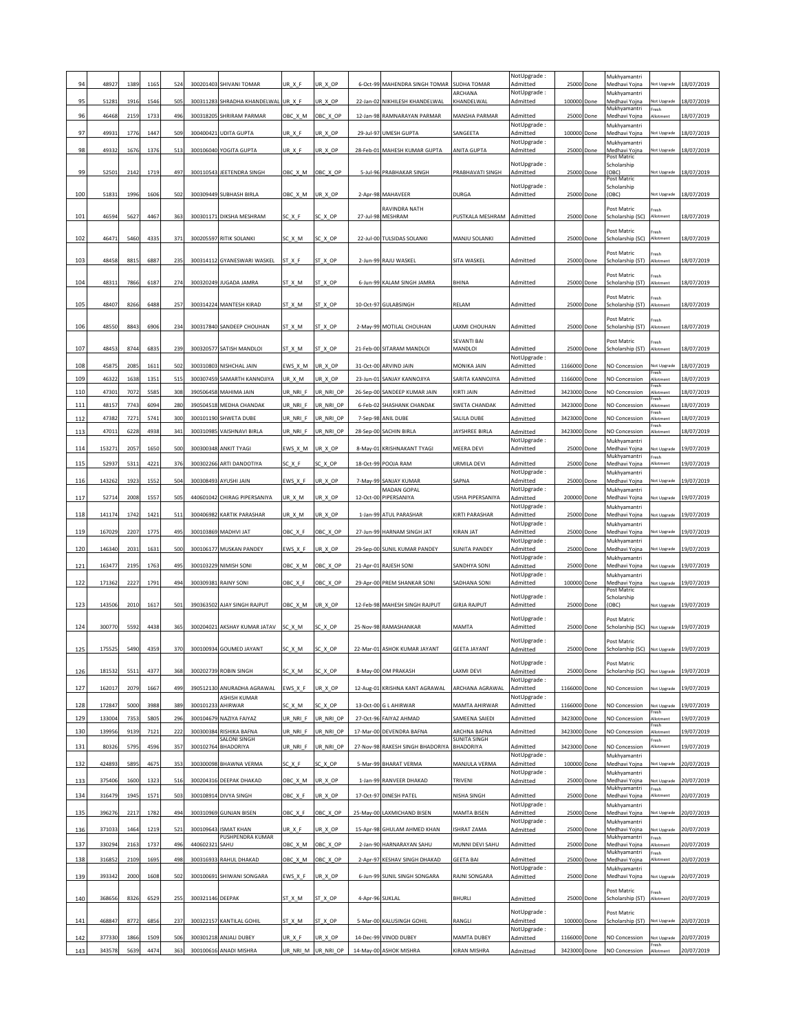| | | | | | | | | | | | | | | | | | |
|---|---|---|---|---|---|---|---|---|---|---|---|---|---|---|---|---|---|
| 94 | 48927 | 1389 | 1165 | 524 | 300201403 | SHIVANI TOMAR | UR_X_F | UR_X_OP | 6-Oct-99 | MAHENDRA SINGH TOMAR | SUDHA TOMAR | NotUpgrade : Admitted | 25000 | Done | Mukhyamantri Medhavi Yojna | Not Upgrade | 18/07/2019 |
| 95 | 51281 | 1916 | 1546 | 505 | 300311283 | SHRADHA KHANDELWAL | UR_X_F | UR_X_OP | 22-Jan-02 | NIKHILESH KHANDELWAL | ARCHANA KHANDELWAL | NotUpgrade : Admitted | 100000 | Done | Mukhyamantri Medhavi Yojna | Not Upgrade | 18/07/2019 |
| 96 | 46468 | 2159 | 1733 | 496 | 300318205 | SHRIRAM PARMAR | OBC_X_M | OBC_X_OP | 12-Jan-98 | RAMNARAYAN PARMAR | MANSHA PARMAR | Admitted | 25000 | Done | Mukhyamantri Medhavi Yojna | Fresh Allotment | 18/07/2019 |
| 97 | 49931 | 1776 | 1447 | 509 | 300400421 | UDITA GUPTA | UR_X_F | UR_X_OP | 29-Jul-97 | UMESH GUPTA | SANGEETA | NotUpgrade : Admitted | 100000 | Done | Mukhyamantri Medhavi Yojna | Not Upgrade | 18/07/2019 |
| 98 | 49332 | 1676 | 1376 | 513 | 300106040 | YOGITA GUPTA | UR_X_F | UR_X_OP | 28-Feb-01 | MAHESH KUMAR GUPTA | ANITA GUPTA | NotUpgrade : Admitted | 25000 | Done | Mukhyamantri Medhavi Yojna | Not Upgrade | 18/07/2019 |
| 99 | 52501 | 2142 | 1719 | 497 | 300110543 | JEETENDRA SINGH | OBC_X_M | OBC_X_OP | 5-Jul-96 | PRABHAKAR SINGH | PRABHAVATI SINGH | NotUpgrade : Admitted | 25000 | Done | Post Matric Scholarship (OBC) | Not Upgrade | 18/07/2019 |
| 100 | 51831 | 1996 | 1606 | 502 | 300309449 | SUBHASH BIRLA | OBC_X_M | UR_X_OP | 2-Apr-98 | MAHAVEER | DURGA | NotUpgrade : Admitted | 25000 | Done | Post Matric Scholarship (OBC) | Not Upgrade | 18/07/2019 |
| 101 | 46594 | 5627 | 4467 | 363 | 300301171 | DIKSHA MESHRAM | SC_X_F | SC_X_OP | 27-Jul-98 | RAVINDRA NATH MESHRAM | PUSTKALA MESHRAM | Admitted | 25000 | Done | Post Matric Scholarship (SC) | Fresh Allotment | 18/07/2019 |
| 102 | 46471 | 5460 | 4335 | 371 | 300205597 | RITIK SOLANKI | SC_X_M | SC_X_OP | 22-Jul-00 | TULSIDAS SOLANKI | MANJU SOLANKI | Admitted | 25000 | Done | Post Matric Scholarship (SC) | Fresh Allotment | 18/07/2019 |
| 103 | 48458 | 8815 | 6887 | 235 | 300314112 | GYANESWARI WASKEL | ST_X_F | ST_X_OP | 2-Jun-99 | RAJU WASKEL | SITA WASKEL | Admitted | 25000 | Done | Post Matric Scholarship (ST) | Fresh Allotment | 18/07/2019 |
| 104 | 48311 | 7866 | 6187 | 274 | 300320249 | JUGADA JAMRA | ST_X_M | ST_X_OP | 6-Jun-99 | KALAM SINGH JAMRA | BHINA | Admitted | 25000 | Done | Post Matric Scholarship (ST) | Fresh Allotment | 18/07/2019 |
| 105 | 48407 | 8266 | 6488 | 257 | 300314224 | MANTESH KIRAD | ST_X_M | ST_X_OP | 10-Oct-97 | GULABSINGH | RELAM | Admitted | 25000 | Done | Post Matric Scholarship (ST) | Fresh Allotment | 18/07/2019 |
| 106 | 48550 | 8843 | 6906 | 234 | 300317840 | SANDEEP CHOUHAN | ST_X_M | ST_X_OP | 2-May-99 | MOTILAL CHOUHAN | LAXMI CHOUHAN | Admitted | 25000 | Done | Post Matric Scholarship (ST) | Fresh Allotment | 18/07/2019 |
| 107 | 48453 | 8744 | 6835 | 239 | 300320577 | SATISH MANDLOI | ST_X_M | ST_X_OP | 21-Feb-00 | SITARAM MANDLOI | SEVANTI BAI MANDLOI | Admitted | 25000 | Done | Post Matric Scholarship (ST) | Fresh Allotment | 18/07/2019 |
| 108 | 45875 | 2085 | 1611 | 502 | 300310803 | NISHCHAL JAIN | EWS_X_M | UR_X_OP | 31-Oct-00 | ARVIND JAIN | MONIKA JAIN | NotUpgrade : Admitted | 1166000 | Done | NO Concession | Not Upgrade | 18/07/2019 |
| 109 | 46322 | 1638 | 1351 | 515 | 300307459 | SAMARTH KANNOJIYA | UR_X_M | UR_X_OP | 23-Jun-01 | SANJAY KANNOJIYA | SARITA KANNOJIYA | Admitted | 1166000 | Done | NO Concession | Fresh Allotment | 18/07/2019 |
| 110 | 47301 | 7072 | 5585 | 308 | 390506458 | MAHIMA JAIN | UR_NRI_F | UR_NRI_OP | 26-Sep-00 | SANDEEP KUMAR JAIN | KIRTI JAIN | Admitted | 3423000 | Done | NO Concession | Fresh Allotment | 18/07/2019 |
| 111 | 48157 | 7743 | 6094 | 280 | 390504518 | MEDHA CHANDAK | UR_NRI_F | UR_NRI_OP | 6-Feb-02 | SHASHANK CHANDAK | SWETA CHANDAK | Admitted | 3423000 | Done | NO Concession | Fresh Allotment | 18/07/2019 |
| 112 | 47382 | 7271 | 5741 | 300 | 300101190 | SHWETA DUBE | UR_NRI_F | UR_NRI_OP | 7-Sep-98 | ANIL DUBE | SALILA DUBE | Admitted | 3423000 | Done | NO Concession | Fresh Allotment | 18/07/2019 |
| 113 | 47011 | 6228 | 4938 | 341 | 300310985 | VAISHNAVI BIRLA | UR_NRI_F | UR_NRI_OP | 28-Sep-00 | SACHIN BIRLA | JAYSHREE BIRLA | Admitted | 3423000 | Done | NO Concession | Fresh Allotment | 18/07/2019 |
| 114 | 153271 | 2057 | 1650 | 500 | 300300348 | ANKIT TYAGI | EWS_X_M | UR_X_OP | 8-May-01 | KRISHNAKANT TYAGI | MEERA DEVI | NotUpgrade : Admitted | 25000 | Done | Mukhyamantri Medhavi Yojna | Not Upgrade | 19/07/2019 |
| 115 | 52937 | 5311 | 4221 | 376 | 300302266 | ARTI DANDOTIYA | SC_X_F | SC_X_OP | 18-Oct-99 | POOJA RAM | URMILA DEVI | Admitted | 25000 | Done | Mukhyamantri Medhavi Yojna | Fresh Allotment | 19/07/2019 |
| 116 | 143262 | 1923 | 1552 | 504 | 300308493 | AYUSHI JAIN | EWS_X_F | UR_X_OP | 7-May-99 | SANJAY KUMAR | SAPNA | NotUpgrade : Admitted | 25000 | Done | Mukhyamantri Medhavi Yojna | Not Upgrade | 19/07/2019 |
| 117 | 52714 | 2008 | 1557 | 505 | 440601042 | CHIRAG PIPERSANIYA | UR_X_M | UR_X_OP | 12-Oct-00 | MADAN GOPAL PIPERSANIYA | USHA PIPERSANIYA | NotUpgrade : Admitted | 200000 | Done | Mukhyamantri Medhavi Yojna | Not Upgrade | 19/07/2019 |
| 118 | 141174 | 1742 | 1421 | 511 | 300406982 | KARTIK PARASHAR | UR_X_M | UR_X_OP | 1-Jan-99 | ATUL PARASHAR | KIRTI PARASHAR | NotUpgrade : Admitted | 25000 | Done | Mukhyamantri Medhavi Yojna | Not Upgrade | 19/07/2019 |
| 119 | 167029 | 2207 | 1775 | 495 | 300103869 | MADHVI JAT | OBC_X_F | OBC_X_OP | 27-Jun-99 | HARNAM SINGH JAT | KIRAN JAT | NotUpgrade : Admitted | 25000 | Done | Mukhyamantri Medhavi Yojna | Not Upgrade | 19/07/2019 |
| 120 | 146340 | 2031 | 1631 | 500 | 300106177 | MUSKAN PANDEY | EWS_X_F | UR_X_OP | 29-Sep-00 | SUNIL KUMAR PANDEY | SUNITA PANDEY | NotUpgrade : Admitted | 25000 | Done | Mukhyamantri Medhavi Yojna | Not Upgrade | 19/07/2019 |
| 121 | 163477 | 2195 | 1763 | 495 | 300103229 | NIMISH SONI | OBC_X_M | OBC_X_OP | 21-Apr-01 | RAJESH SONI | SANDHYA SONI | NotUpgrade : Admitted | 25000 | Done | Mukhyamantri Medhavi Yojna | Not Upgrade | 19/07/2019 |
| 122 | 171362 | 2227 | 1791 | 494 | 300309381 | RAINY SONI | OBC_X_F | OBC_X_OP | 29-Apr-00 | PREM SHANKAR SONI | SADHANA SONI | NotUpgrade : Admitted | 100000 | Done | Mukhyamantri Medhavi Yojna | Not Upgrade | 19/07/2019 |
| 123 | 143506 | 2010 | 1617 | 501 | 390363502 | AJAY SINGH RAJPUT | OBC_X_M | UR_X_OP | 12-Feb-98 | MAHESH SINGH RAJPUT | GIRJA RAJPUT | NotUpgrade : Admitted | 25000 | Done | Post Matric Scholarship (OBC) | Not Upgrade | 19/07/2019 |
| 124 | 300770 | 5592 | 4438 | 365 | 300204021 | AKSHAY KUMAR JATAV | SC_X_M | SC_X_OP | 25-Nov-98 | RAMASHANKAR | MAMTA | NotUpgrade : Admitted | 25000 | Done | Post Matric Scholarship (SC) | Not Upgrade | 19/07/2019 |
| 125 | 175525 | 5490 | 4359 | 370 | 300100934 | GOUMED JAYANT | SC_X_M | SC_X_OP | 22-Mar-01 | ASHOK KUMAR JAYANT | GEETA JAYANT | NotUpgrade : Admitted | 25000 | Done | Post Matric Scholarship (SC) | Not Upgrade | 19/07/2019 |
| 126 | 181532 | 5511 | 4377 | 368 | 300202739 | ROBIN SINGH | SC_X_M | SC_X_OP | 8-May-00 | OM PRAKASH | LAXMI DEVI | NotUpgrade : Admitted | 25000 | Done | Post Matric Scholarship (SC) | Not Upgrade | 19/07/2019 |
| 127 | 162017 | 2079 | 1667 | 499 | 390512130 | ANURADHA AGRAWAL | EWS_X_F | UR_X_OP | 12-Aug-01 | KRISHNA KANT AGRAWAL | ARCHANA AGRAWAL | NotUpgrade : Admitted | 1166000 | Done | NO Concession | Not Upgrade | 19/07/2019 |
| 128 | 172847 | 5000 | 3988 | 389 | 300101233 | ASHISH KUMAR AHIRWAR | SC_X_M | SC_X_OP | 13-Oct-00 | G L AHIRWAR | MAMTA AHIRWAR | NotUpgrade : Admitted | 1166000 | Done | NO Concession | Not Upgrade | 19/07/2019 |
| 129 | 133004 | 7353 | 5805 | 296 | 300104679 | NAZIYA FAIYAZ | UR_NRI_F | UR_NRI_OP | 27-Oct-96 | FAIYAZ AHMAD | SAMEENA SAIEDI | Admitted | 3423000 | Done | NO Concession | Fresh Allotment | 19/07/2019 |
| 130 | 139956 | 9139 | 7121 | 222 | 300300384 | RISHIKA BAFNA | UR_NRI_F | UR_NRI_OP | 17-Mar-00 | DEVENDRA BAFNA | ARCHNA BAFNA | Admitted | 3423000 | Done | NO Concession | Fresh Allotment | 19/07/2019 |
| 131 | 80326 | 5795 | 4596 | 357 | 300102764 | SALONI SINGH BHADORIYA | UR_NRI_F | UR_NRI_OP | 27-Nov-98 | RAKESH SINGH BHADORIYA | SUNITA SINGH BHADORIYA | Admitted | 3423000 | Done | NO Concession | Fresh Allotment | 19/07/2019 |
| 132 | 424893 | 5895 | 4675 | 353 | 300300098 | BHAWNA VERMA | SC_X_F | SC_X_OP | 5-Mar-99 | BHARAT VERMA | MANJULA VERMA | NotUpgrade : Admitted | 100000 | Done | Mukhyamantri Medhavi Yojna | Not Upgrade | 20/07/2019 |
| 133 | 375406 | 1600 | 1323 | 516 | 300204316 | DEEPAK DHAKAD | OBC_X_M | UR_X_OP | 1-Jan-99 | RANVEER DHAKAD | TRIVENI | NotUpgrade : Admitted | 25000 | Done | Mukhyamantri Medhavi Yojna | Not Upgrade | 20/07/2019 |
| 134 | 316479 | 1945 | 1571 | 503 | 300108914 | DIVYA SINGH | OBC_X_F | UR_X_OP | 17-Oct-97 | DINESH PATEL | NISHA SINGH | Admitted | 25000 | Done | Mukhyamantri Medhavi Yojna | Fresh Allotment | 20/07/2019 |
| 135 | 396276 | 2217 | 1782 | 494 | 300310969 | GUNJAN BISEN | OBC_X_F | OBC_X_OP | 25-May-00 | LAXMICHAND BISEN | MAMTA BISEN | NotUpgrade : Admitted | 25000 | Done | Mukhyamantri Medhavi Yojna | Not Upgrade | 20/07/2019 |
| 136 | 371033 | 1464 | 1219 | 521 | 300109643 | ISMAT KHAN | UR_X_F | UR_X_OP | 15-Apr-98 | GHULAM AHMED KHAN | ISHRAT ZAMA | NotUpgrade : Admitted | 25000 | Done | Mukhyamantri Medhavi Yojna | Not Upgrade | 20/07/2019 |
| 137 | 330294 | 2163 | 1737 | 496 | 440602321 | PUSHPENDRA KUMAR SAHU | OBC_X_M | OBC_X_OP | 2-Jan-90 | HARNARAYAN SAHU | MUNNI DEVI SAHU | Admitted | 25000 | Done | Mukhyamantri Medhavi Yojna | Fresh Allotment | 20/07/2019 |
| 138 | 316852 | 2109 | 1695 | 498 | 300316933 | RAHUL DHAKAD | OBC_X_M | OBC_X_OP | 2-Apr-97 | KESHAV SINGH DHAKAD | GEETA BAI | Admitted | 25000 | Done | Mukhyamantri Medhavi Yojna | Fresh Allotment | 20/07/2019 |
| 139 | 393342 | 2000 | 1608 | 502 | 300100691 | SHIWANI SONGARA | EWS_X_F | UR_X_OP | 6-Jun-99 | SUNIL SINGH SONGARA | RAJNI SONGARA | NotUpgrade : Admitted | 25000 | Done | Mukhyamantri Medhavi Yojna | Not Upgrade | 20/07/2019 |
| 140 | 368656 | 8326 | 6529 | 255 | 300321146 | DEEPAK | ST_X_M | ST_X_OP | 4-Apr-96 | SUKLAL | BHURLI | Admitted | 25000 | Done | Post Matric Scholarship (ST) | Fresh Allotment | 20/07/2019 |
| 141 | 468847 | 8772 | 6856 | 237 | 300322157 | KANTILAL GOHIL | ST_X_M | ST_X_OP | 5-Mar-00 | KALUSINGH GOHIL | RANGLI | NotUpgrade : Admitted | 100000 | Done | Post Matric Scholarship (ST) | Not Upgrade | 20/07/2019 |
| 142 | 377330 | 1866 | 1509 | 506 | 300301218 | ANJALI DUBEY | UR_X_F | UR_X_OP | 14-Dec-99 | VINOD DUBEY | MAMTA DUBEY | NotUpgrade : Admitted | 1166000 | Done | NO Concession | Not Upgrade | 20/07/2019 |
| 143 | 343578 | 5639 | 4474 | 363 | 300100616 | ANADI MISHRA | UR_NRI_M | UR_NRI_OP | 14-May-00 | ASHOK MISHRA | KIRAN MISHRA | Admitted | 3423000 | Done | NO Concession | Fresh Allotment | 20/07/2019 |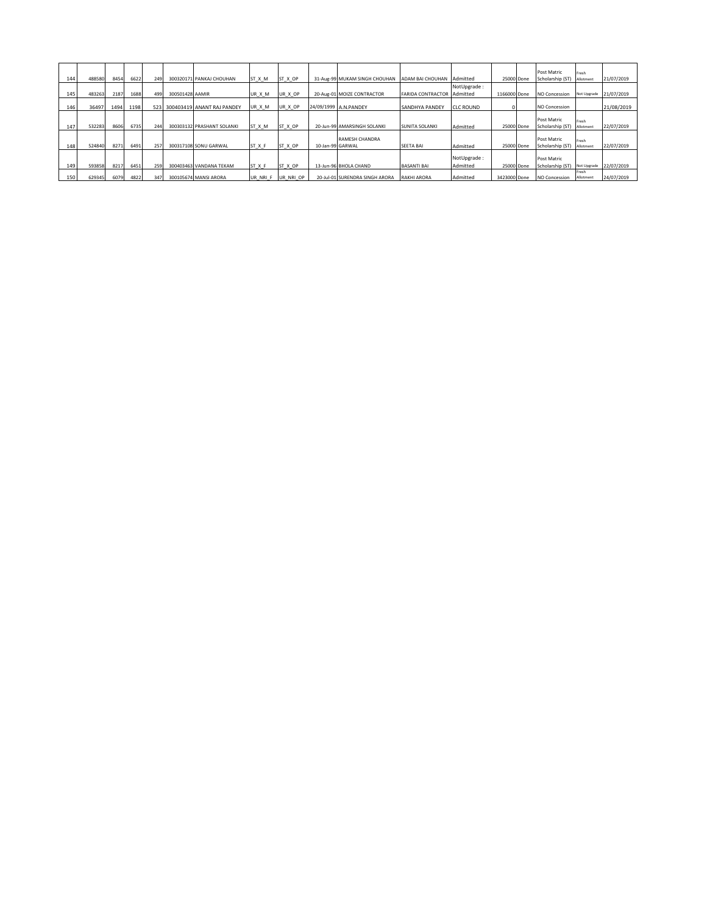| | | | | | | | | | | | | | | | | | |
|---|---|---|---|---|---|---|---|---|---|---|---|---|---|---|---|---|---|
| 144 | 488580 | 8454 | 6622 | 249 | 300320171 | PANKAJ CHOUHAN | ST_X_M | ST_X_OP | 31-Aug-99 | MUKAM SINGH CHOUHAN | ADAM BAI CHOUHAN | Admitted | 25000 | Done | Post Matric Scholarship (ST) | Fresh Allotment | 21/07/2019 |
| 145 | 483263 | 2187 | 1688 | 499 | 300501428 | AAMIR | UR_X_M | UR_X_OP | 20-Aug-01 | MOIZE CONTRACTOR | FARIDA CONTRACTOR | NotUpgrade : Admitted | 1166000 | Done | NO Concession | Not Upgrade | 21/07/2019 |
| 146 | 36497 | 1494 | 1198 | 523 | 300403419 | ANANT RAJ PANDEY | UR_X_M | UR_X_OP | 24/09/1999 | A.N.PANDEY | SANDHYA PANDEY | CLC ROUND | 0 | | NO Concession | | 21/08/2019 |
| 147 | 532283 | 8606 | 6735 | 244 | 300303132 | PRASHANT SOLANKI | ST_X_M | ST_X_OP | 20-Jun-99 | AMARSINGH SOLANKI | SUNITA SOLANKI | Admitted | 25000 | Done | Post Matric Scholarship (ST) | Fresh Allotment | 22/07/2019 |
| 148 | 524840 | 8271 | 6491 | 257 | 300317108 | SONU GARWAL | ST_X_F | ST_X_OP | 10-Jan-99 | RAMESH CHANDRA GARWAL | SEETA BAI | Admitted | 25000 | Done | Post Matric Scholarship (ST) | Fresh Allotment | 22/07/2019 |
| 149 | 593858 | 8217 | 6451 | 259 | 300403463 | VANDANA TEKAM | ST_X_F | ST_X_OP | 13-Jun-96 | BHOLA CHAND | BASANTI BAI | NotUpgrade : Admitted | 25000 | Done | Post Matric Scholarship (ST) | Not Upgrade | 22/07/2019 |
| 150 | 629345 | 6079 | 4822 | 347 | 300105674 | MANSI ARORA | UR_NRI_F | UR_NRI_OP | 20-Jul-01 | SURENDRA SINGH ARORA | RAKHI ARORA | Admitted | 3423000 | Done | NO Concession | Fresh Allotment | 24/07/2019 |